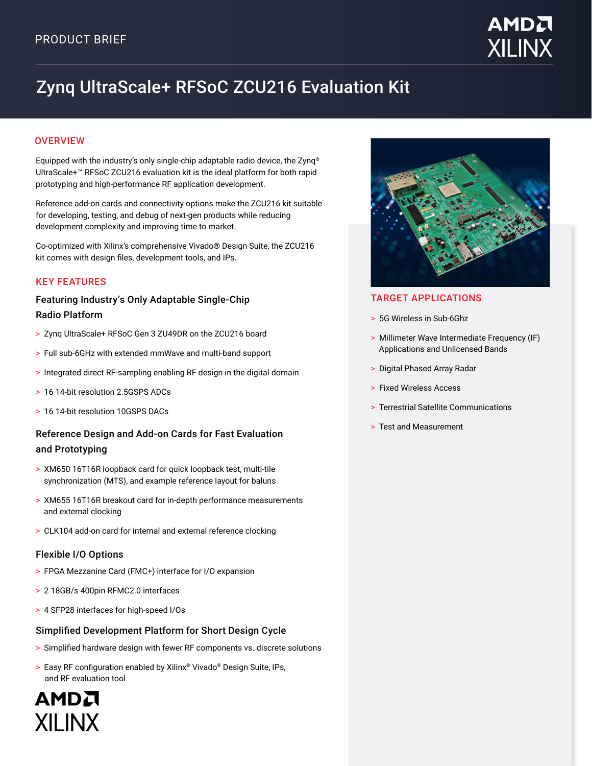PRODUCT BRIEF

# Zynq UltraScale+ RFSoC ZCU216 Evaluation Kit

## OVERVIEW

Equipped with the industry's only single-chip adaptable radio device, the Zynq® UltraScale+™ RFSoC ZCU216 evaluation kit is the ideal platform for both rapid prototyping and high-performance RF application development.

Reference add-on cards and connectivity options make the ZCU216 kit suitable for developing, testing, and debug of next-gen products while reducing development complexity and improving time to market.

Co-optimized with Xilinx's comprehensive Vivado® Design Suite, the ZCU216 kit comes with design files, development tools, and IPs.

## KEY FEATURES

### Featuring Industry's Only Adaptable Single-Chip Radio Platform

- Zynq UltraScale+ RFSoC Gen 3 ZU49DR on the ZCU216 board
- Full sub-6GHz with extended mmWave and multi-band support
- Integrated direct RF-sampling enabling RF design in the digital domain
- 16 14-bit resolution 2.5GSPS ADCs
- 16 14-bit resolution 10GSPS DACs

### Reference Design and Add-on Cards for Fast Evaluation and Prototyping

- XM650 16T16R loopback card for quick loopback test, multi-tile synchronization (MTS), and example reference layout for baluns
- XM655 16T16R breakout card for in-depth performance measurements and external clocking
- CLK104 add-on card for internal and external reference clocking

### Flexible I/O Options

- FPGA Mezzanine Card (FMC+) interface for I/O expansion
- 2 18GB/s 400pin RFMC2.0 interfaces
- 4 SFP28 interfaces for high-speed I/Os

### Simplified Development Platform for Short Design Cycle

- Simplified hardware design with fewer RF components vs. discrete solutions
- Easy RF configuration enabled by Xilinx® Vivado® Design Suite, IPs, and RF evaluation tool

## TARGET APPLICATIONS

- 5G Wireless in Sub-6Ghz
- Millimeter Wave Intermediate Frequency (IF) Applications and Unlicensed Bands
- Digital Phased Array Radar
- Fixed Wireless Access
- Terrestrial Satellite Communications
- Test and Measurement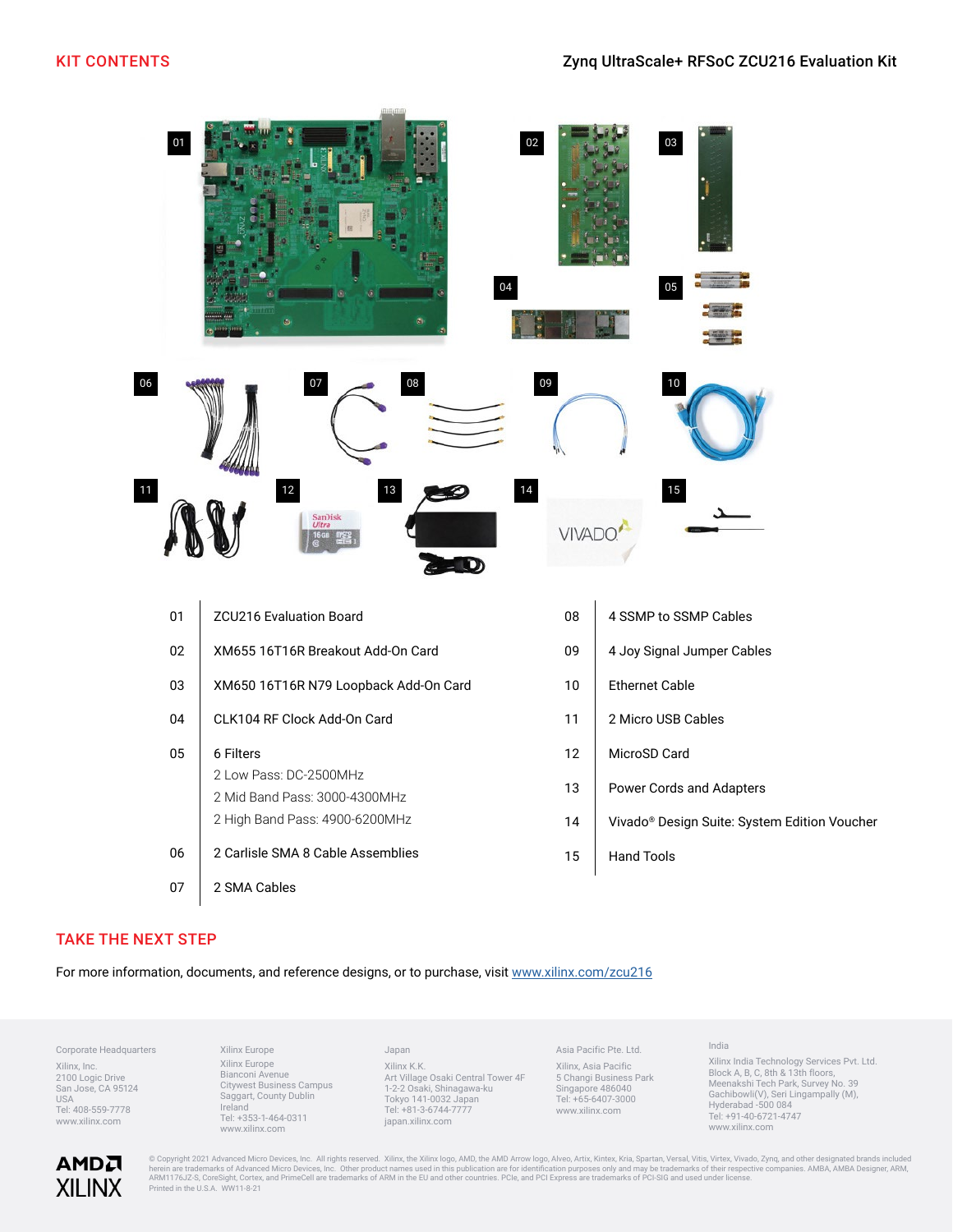## KIT CONTENTS

## Zynq UltraScale+ RFSoC ZCU216 Evaluation Kit

01 02 03 04 05 06 07 08 09 10 11 12 13 14 15

| | | | |
|---|---|---|---|
| 01 | ZCU216 Evaluation Board | 08 | 4 SSMP to SSMP Cables |
| 02 | XM655 16T16R Breakout Add-On Card | 09 | 4 Joy Signal Jumper Cables |
| 03 | XM650 16T16R N79 Loopback Add-On Card | 10 | Ethernet Cable |
| 04 | CLK104 RF Clock Add-On Card | 11 | 2 Micro USB Cables |
| 05 | 6 Filters<br>2 Low Pass: DC-2500MHz<br>2 Mid Band Pass: 3000-4300MHz<br>2 High Band Pass: 4900-6200MHz | 12 | MicroSD Card |
| | | 13 | Power Cords and Adapters |
| | | 14 | Vivado® Design Suite: System Edition Voucher |
| 06 | 2 Carlisle SMA 8 Cable Assemblies | 15 | Hand Tools |
| 07 | 2 SMA Cables | | |

## TAKE THE NEXT STEP

For more information, documents, and reference designs, or to purchase, visit www.xilinx.com/zcu216

Corporate Headquarters
Xilinx, Inc.
2100 Logic Drive
San Jose, CA 95124
USA
Tel: 408-559-7778
www.xilinx.com

Xilinx Europe
Xilinx Europe
Bianconi Avenue
Citywest Business Campus
Saggart, County Dublin
Ireland
Tel: +353-1-464-0311
www.xilinx.com

Japan
Xilinx K.K.
Art Village Osaki Central Tower 4F
1-2-2 Osaki, Shinagawa-ku
Tokyo 141-0032 Japan
Tel: +81-3-6744-7777
japan.xilinx.com

Asia Pacific Pte. Ltd.
Xilinx, Asia Pacific
5 Changi Business Park
Singapore 486040
Tel: +65-6407-3000
www.xilinx.com

India
Xilinx India Technology Services Pvt. Ltd.
Block A, B, C, 8th & 13th floors,
Meenakshi Tech Park, Survey No. 39
Gachibowli(V), Seri Lingampally (M),
Hyderabad -500 084
Tel: +91-40-6721-4747
www.xilinx.com

AMD XILINX

© Copyright 2021 Advanced Micro Devices, Inc. All rights reserved. Xilinx, the Xilinx logo, AMD, the AMD Arrow logo, Alveo, Artix, Kintex, Kria, Spartan, Versal, Vitis, Virtex, Vivado, Zynq, and other designated brands included herein are trademarks of Advanced Micro Devices, Inc. Other product names used in this publication are for identification purposes only and may be trademarks of their respective companies. AMBA, AMBA Designer, ARM, ARM1176JZ-S, CoreSight, Cortex, and PrimeCell are trademarks of ARM in the EU and other countries. PCIe, and PCI Express are trademarks of PCI-SIG and used under license.
Printed in the U.S.A. WW11-8-21